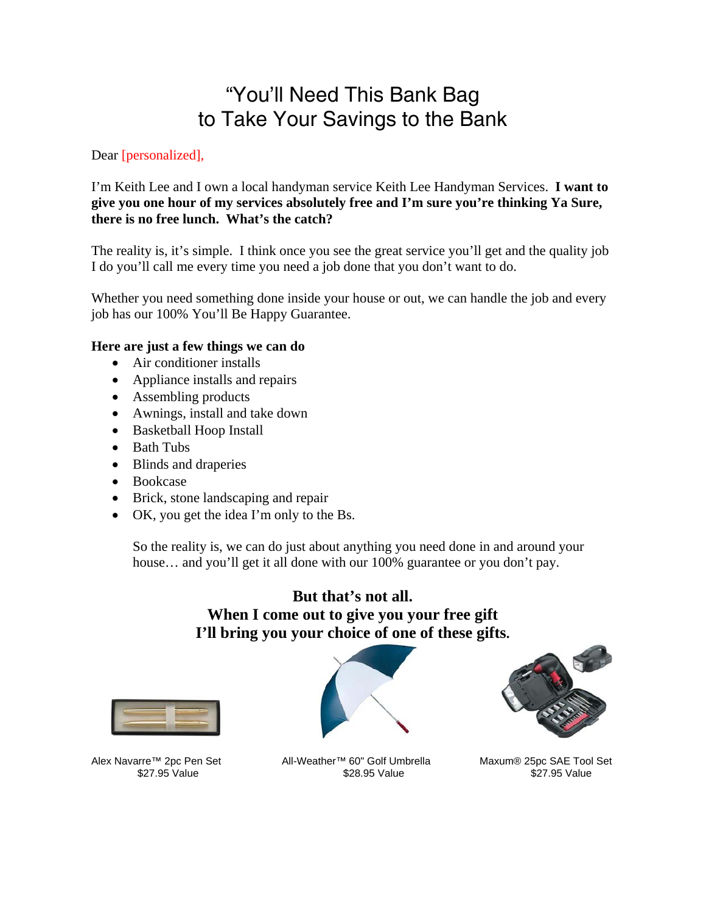# "You'll Need This Bank Bag to Take Your Savings to the Bank

Dear [personalized],

I'm Keith Lee and I own a local handyman service Keith Lee Handyman Services. **I want to give you one hour of my services absolutely free and I'm sure you're thinking Ya Sure, there is no free lunch. What's the catch?**

The reality is, it's simple. I think once you see the great service you'll get and the quality job I do you'll call me every time you need a job done that you don't want to do.

Whether you need something done inside your house or out, we can handle the job and every job has our 100% You'll Be Happy Guarantee.

**Here are just a few things we can do**

- Air conditioner installs
- Appliance installs and repairs
- Assembling products
- Awnings, install and take down
- Basketball Hoop Install
- Bath Tubs
- Blinds and draperies
- Bookcase
- Brick, stone landscaping and repair
- OK, you get the idea I'm only to the Bs.

So the reality is, we can do just about anything you need done in and around your house… and you'll get it all done with our 100% guarantee or you don't pay.

**But that's not all.**
**When I come out to give you your free gift**
**I'll bring you your choice of one of these gifts.**

Alex Navarre™ 2pc Pen Set
$27.95 Value

All-Weather™ 60" Golf Umbrella
$28.95 Value

Maxum® 25pc SAE Tool Set
$27.95 Value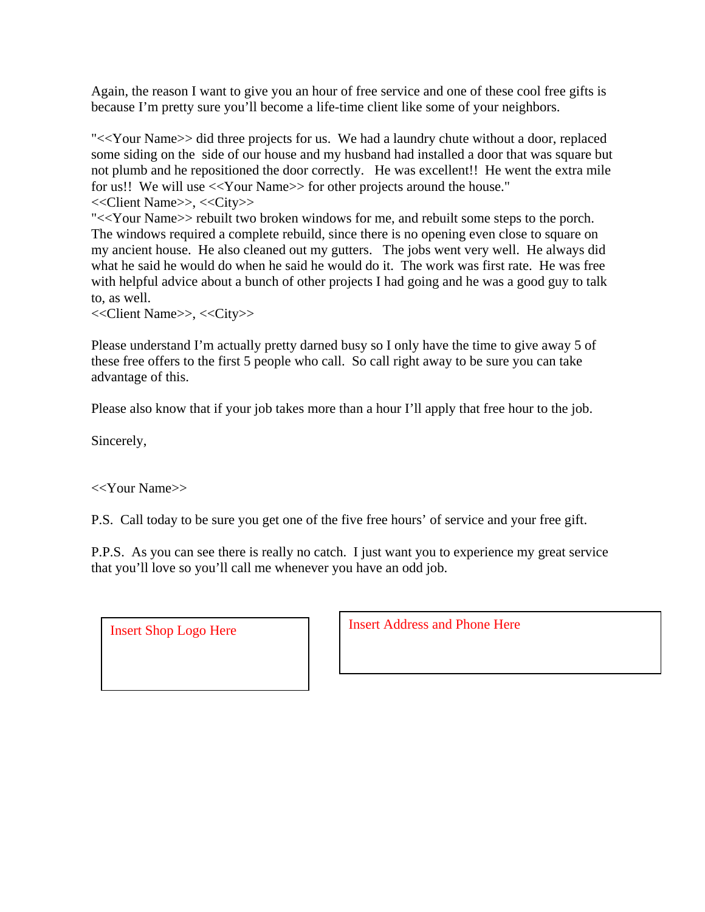Again, the reason I want to give you an hour of free service and one of these cool free gifts is because I'm pretty sure you'll become a life-time client like some of your neighbors.

"<<Your Name>> did three projects for us. We had a laundry chute without a door, replaced some siding on the side of our house and my husband had installed a door that was square but not plumb and he repositioned the door correctly. He was excellent!! He went the extra mile for us!! We will use <<Your Name>> for other projects around the house."
<<Client Name>>, <<City>>
"<<Your Name>> rebuilt two broken windows for me, and rebuilt some steps to the porch. The windows required a complete rebuild, since there is no opening even close to square on my ancient house. He also cleaned out my gutters. The jobs went very well. He always did what he said he would do when he said he would do it. The work was first rate. He was free with helpful advice about a bunch of other projects I had going and he was a good guy to talk to, as well.
<<Client Name>>, <<City>>

Please understand I'm actually pretty darned busy so I only have the time to give away 5 of these free offers to the first 5 people who call. So call right away to be sure you can take advantage of this.

Please also know that if your job takes more than a hour I'll apply that free hour to the job.

Sincerely,

<<Your Name>>

P.S. Call today to be sure you get one of the five free hours' of service and your free gift.

P.P.S. As you can see there is really no catch. I just want you to experience my great service that you'll love so you'll call me whenever you have an odd job.

Insert Shop Logo Here

Insert Address and Phone Here